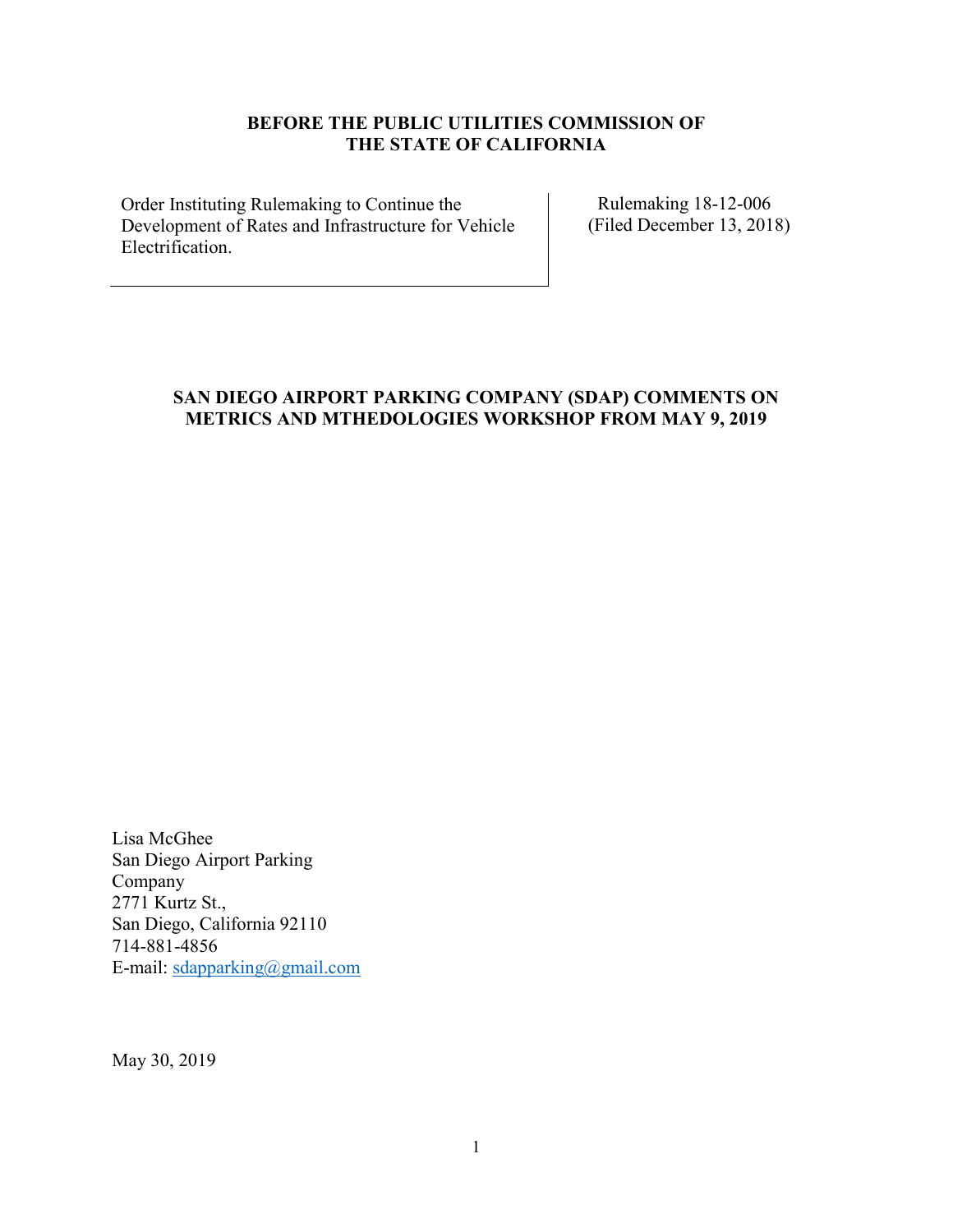**BEFORE THE PUBLIC UTILITIES COMMISSION OF THE STATE OF CALIFORNIA**

| Order Instituting Rulemaking to Continue the Development of Rates and Infrastructure for Vehicle Electrification. | Rulemaking 18-12-006 (Filed December 13, 2018) |
| --- | --- |

**SAN DIEGO AIRPORT PARKING COMPANY (SDAP) COMMENTS ON METRICS AND MTHEDOLOGIES WORKSHOP FROM MAY 9, 2019**

Lisa McGhee
San Diego Airport Parking Company
2771 Kurtz St.,
San Diego, California 92110
714-881-4856
E-mail: sdapparking@gmail.com

May 30, 2019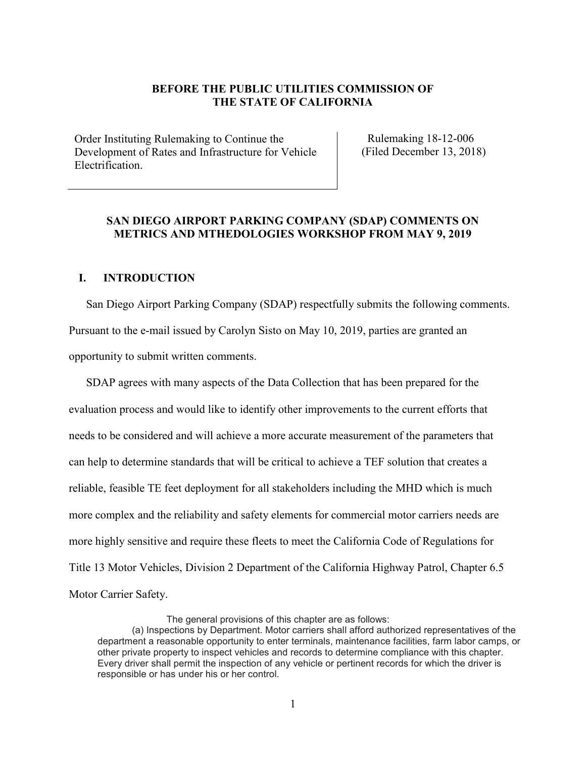**BEFORE THE PUBLIC UTILITIES COMMISSION OF THE STATE OF CALIFORNIA**

| Order Instituting Rulemaking to Continue the Development of Rates and Infrastructure for Vehicle Electrification. | Rulemaking 18-12-006 (Filed December 13, 2018) |
| --- | --- |

**SAN DIEGO AIRPORT PARKING COMPANY (SDAP) COMMENTS ON METRICS AND MTHEDOLOGIES WORKSHOP FROM MAY 9, 2019**

## I. INTRODUCTION

San Diego Airport Parking Company (SDAP) respectfully submits the following comments. Pursuant to the e-mail issued by Carolyn Sisto on May 10, 2019, parties are granted an opportunity to submit written comments.

SDAP agrees with many aspects of the Data Collection that has been prepared for the evaluation process and would like to identify other improvements to the current efforts that needs to be considered and will achieve a more accurate measurement of the parameters that can help to determine standards that will be critical to achieve a TEF solution that creates a reliable, feasible TE feet deployment for all stakeholders including the MHD which is much more complex and the reliability and safety elements for commercial motor carriers needs are more highly sensitive and require these fleets to meet the California Code of Regulations for Title 13 Motor Vehicles, Division 2 Department of the California Highway Patrol, Chapter 6.5 Motor Carrier Safety.

> The general provisions of this chapter are as follows:
>
> (a) Inspections by Department. Motor carriers shall afford authorized representatives of the department a reasonable opportunity to enter terminals, maintenance facilities, farm labor camps, or other private property to inspect vehicles and records to determine compliance with this chapter. Every driver shall permit the inspection of any vehicle or pertinent records for which the driver is responsible or has under his or her control.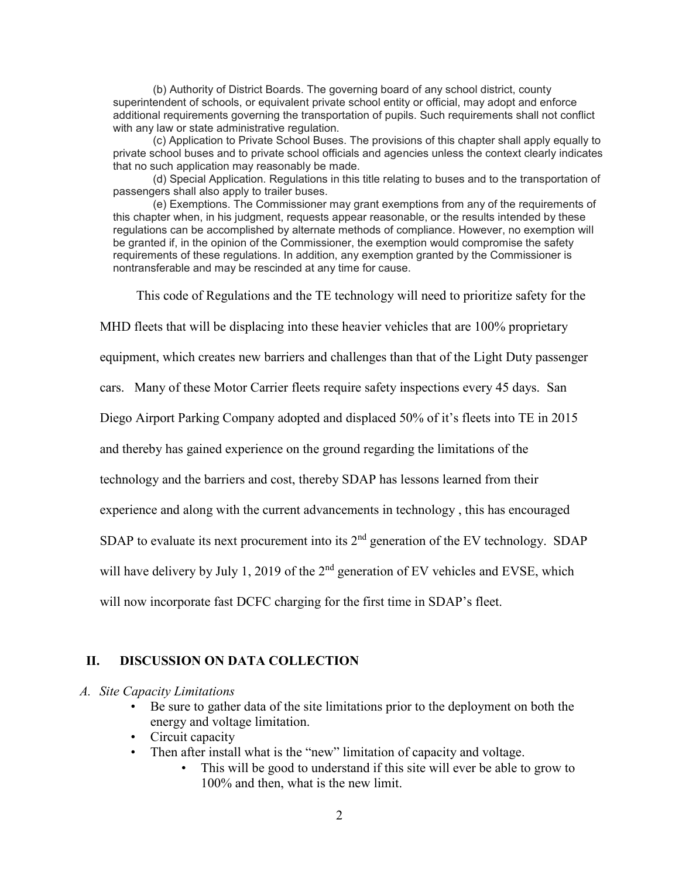(b) Authority of District Boards. The governing board of any school district, county superintendent of schools, or equivalent private school entity or official, may adopt and enforce additional requirements governing the transportation of pupils. Such requirements shall not conflict with any law or state administrative regulation.

(c) Application to Private School Buses. The provisions of this chapter shall apply equally to private school buses and to private school officials and agencies unless the context clearly indicates that no such application may reasonably be made.

(d) Special Application. Regulations in this title relating to buses and to the transportation of passengers shall also apply to trailer buses.

(e) Exemptions. The Commissioner may grant exemptions from any of the requirements of this chapter when, in his judgment, requests appear reasonable, or the results intended by these regulations can be accomplished by alternate methods of compliance. However, no exemption will be granted if, in the opinion of the Commissioner, the exemption would compromise the safety requirements of these regulations. In addition, any exemption granted by the Commissioner is nontransferable and may be rescinded at any time for cause.

This code of Regulations and the TE technology will need to prioritize safety for the MHD fleets that will be displacing into these heavier vehicles that are 100% proprietary equipment, which creates new barriers and challenges than that of the Light Duty passenger cars. Many of these Motor Carrier fleets require safety inspections every 45 days. San Diego Airport Parking Company adopted and displaced 50% of it's fleets into TE in 2015 and thereby has gained experience on the ground regarding the limitations of the technology and the barriers and cost, thereby SDAP has lessons learned from their experience and along with the current advancements in technology , this has encouraged SDAP to evaluate its next procurement into its 2nd generation of the EV technology. SDAP will have delivery by July 1, 2019 of the 2nd generation of EV vehicles and EVSE, which will now incorporate fast DCFC charging for the first time in SDAP's fleet.

## II. DISCUSSION ON DATA COLLECTION

### *A. Site Capacity Limitations*

- Be sure to gather data of the site limitations prior to the deployment on both the energy and voltage limitation.
- Circuit capacity
- Then after install what is the "new" limitation of capacity and voltage.
    - This will be good to understand if this site will ever be able to grow to 100% and then, what is the new limit.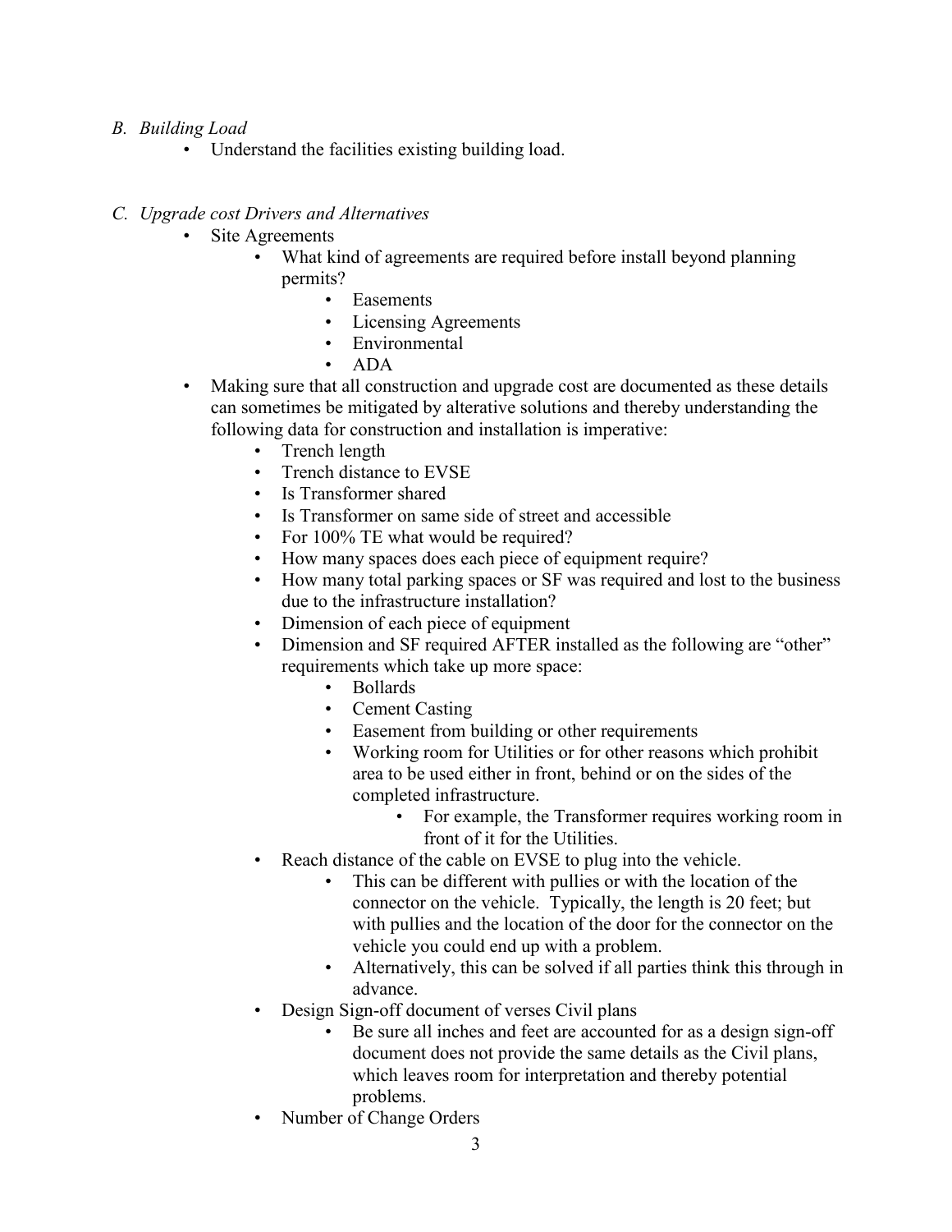*B. Building Load*

- Understand the facilities existing building load.

*C. Upgrade cost Drivers and Alternatives*

- Site Agreements
  - What kind of agreements are required before install beyond planning permits?
    - Easements
    - Licensing Agreements
    - Environmental
    - ADA
- Making sure that all construction and upgrade cost are documented as these details can sometimes be mitigated by alterative solutions and thereby understanding the following data for construction and installation is imperative:
  - Trench length
  - Trench distance to EVSE
  - Is Transformer shared
  - Is Transformer on same side of street and accessible
  - For 100% TE what would be required?
  - How many spaces does each piece of equipment require?
  - How many total parking spaces or SF was required and lost to the business due to the infrastructure installation?
  - Dimension of each piece of equipment
  - Dimension and SF required AFTER installed as the following are "other" requirements which take up more space:
    - Bollards
    - Cement Casting
    - Easement from building or other requirements
    - Working room for Utilities or for other reasons which prohibit area to be used either in front, behind or on the sides of the completed infrastructure.
      - For example, the Transformer requires working room in front of it for the Utilities.
  - Reach distance of the cable on EVSE to plug into the vehicle.
    - This can be different with pullies or with the location of the connector on the vehicle. Typically, the length is 20 feet; but with pullies and the location of the door for the connector on the vehicle you could end up with a problem.
    - Alternatively, this can be solved if all parties think this through in advance.
  - Design Sign-off document of verses Civil plans
    - Be sure all inches and feet are accounted for as a design sign-off document does not provide the same details as the Civil plans, which leaves room for interpretation and thereby potential problems.
  - Number of Change Orders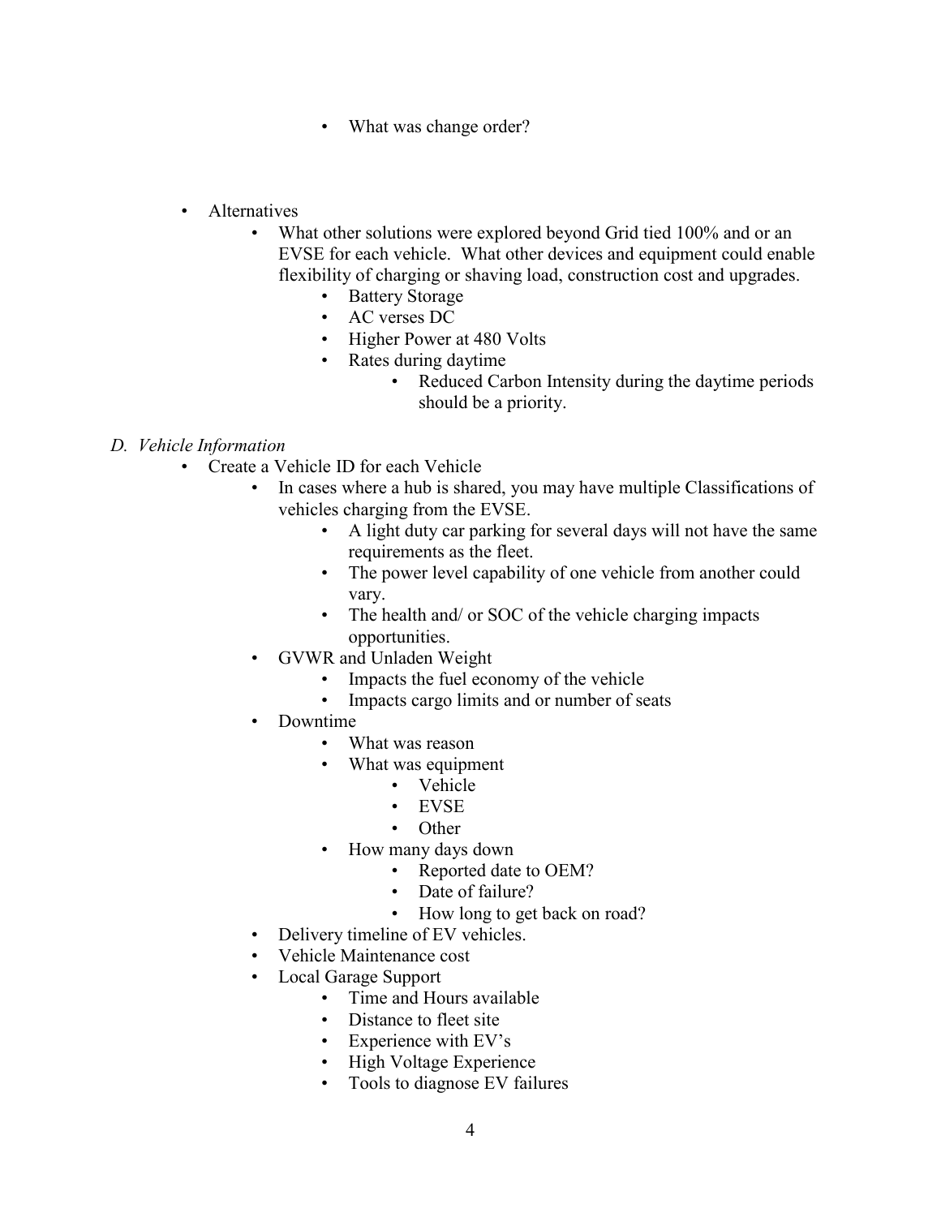- What was change order?

- Alternatives
    - What other solutions were explored beyond Grid tied 100% and or an EVSE for each vehicle. What other devices and equipment could enable flexibility of charging or shaving load, construction cost and upgrades.
        - Battery Storage
        - AC verses DC
        - Higher Power at 480 Volts
        - Rates during daytime
            - Reduced Carbon Intensity during the daytime periods should be a priority.

*D. Vehicle Information*

- Create a Vehicle ID for each Vehicle
    - In cases where a hub is shared, you may have multiple Classifications of vehicles charging from the EVSE.
        - A light duty car parking for several days will not have the same requirements as the fleet.
        - The power level capability of one vehicle from another could vary.
        - The health and/ or SOC of the vehicle charging impacts opportunities.
    - GVWR and Unladen Weight
        - Impacts the fuel economy of the vehicle
        - Impacts cargo limits and or number of seats
    - Downtime
        - What was reason
        - What was equipment
            - Vehicle
            - EVSE
            - Other
        - How many days down
            - Reported date to OEM?
            - Date of failure?
            - How long to get back on road?
    - Delivery timeline of EV vehicles.
    - Vehicle Maintenance cost
    - Local Garage Support
        - Time and Hours available
        - Distance to fleet site
        - Experience with EV's
        - High Voltage Experience
        - Tools to diagnose EV failures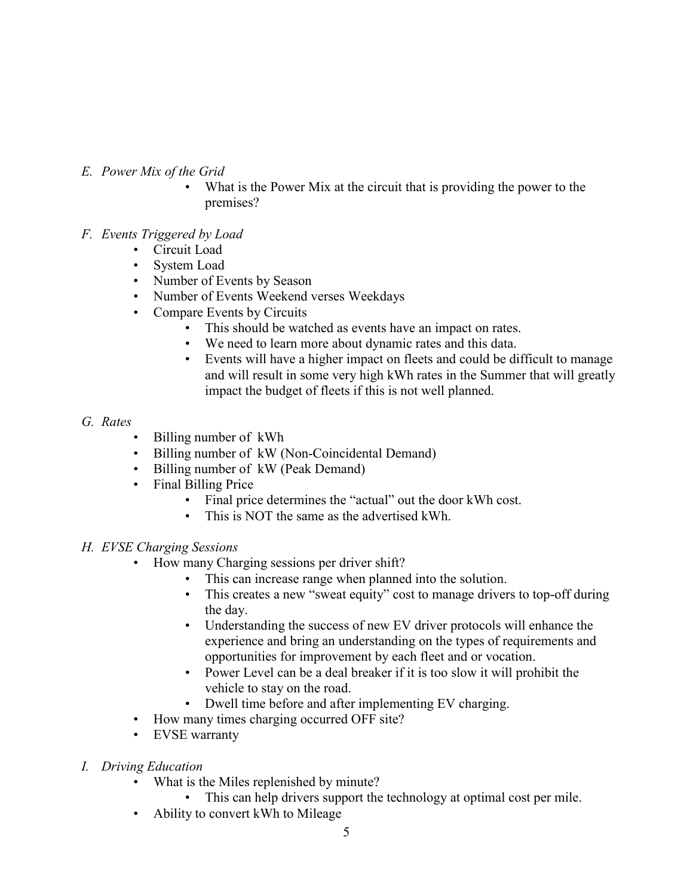*E. Power Mix of the Grid*

- What is the Power Mix at the circuit that is providing the power to the premises?

*F. Events Triggered by Load*

- Circuit Load
- System Load
- Number of Events by Season
- Number of Events Weekend verses Weekdays
- Compare Events by Circuits
    - This should be watched as events have an impact on rates.
    - We need to learn more about dynamic rates and this data.
    - Events will have a higher impact on fleets and could be difficult to manage and will result in some very high kWh rates in the Summer that will greatly impact the budget of fleets if this is not well planned.

*G. Rates*

- Billing number of kWh
- Billing number of kW (Non-Coincidental Demand)
- Billing number of kW (Peak Demand)
- Final Billing Price
    - Final price determines the "actual" out the door kWh cost.
    - This is NOT the same as the advertised kWh.

*H. EVSE Charging Sessions*

- How many Charging sessions per driver shift?
    - This can increase range when planned into the solution.
    - This creates a new "sweat equity" cost to manage drivers to top-off during the day.
    - Understanding the success of new EV driver protocols will enhance the experience and bring an understanding on the types of requirements and opportunities for improvement by each fleet and or vocation.
    - Power Level can be a deal breaker if it is too slow it will prohibit the vehicle to stay on the road.
    - Dwell time before and after implementing EV charging.
- How many times charging occurred OFF site?
- EVSE warranty

*I. Driving Education*

- What is the Miles replenished by minute?
    - This can help drivers support the technology at optimal cost per mile.
- Ability to convert kWh to Mileage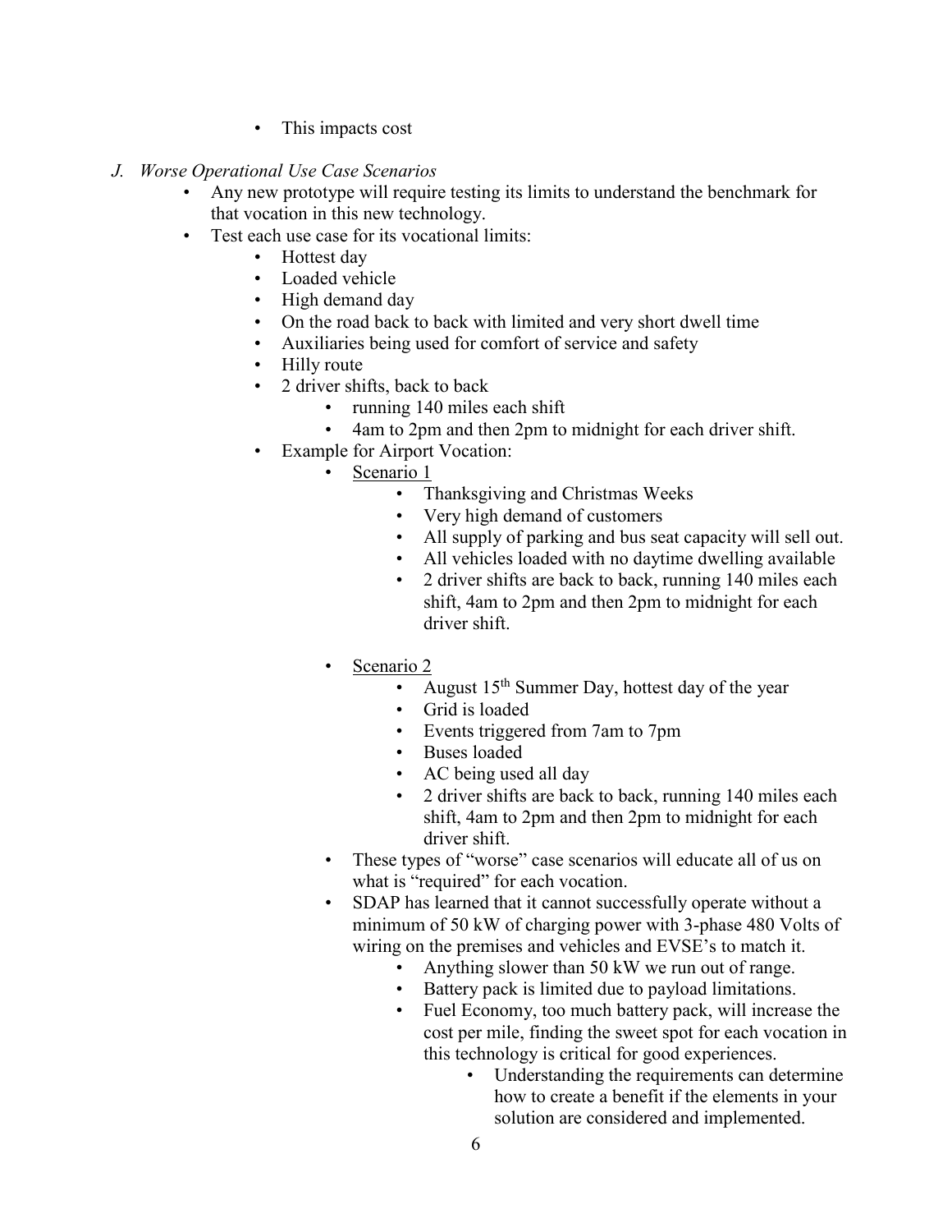- This impacts cost

*J. Worse Operational Use Case Scenarios*

- Any new prototype will require testing its limits to understand the benchmark for that vocation in this new technology.
- Test each use case for its vocational limits:
  - Hottest day
  - Loaded vehicle
  - High demand day
  - On the road back to back with limited and very short dwell time
  - Auxiliaries being used for comfort of service and safety
  - Hilly route
  - 2 driver shifts, back to back
    - running 140 miles each shift
    - 4am to 2pm and then 2pm to midnight for each driver shift.
  - Example for Airport Vocation:
    - <u>Scenario 1</u>
      - Thanksgiving and Christmas Weeks
      - Very high demand of customers
      - All supply of parking and bus seat capacity will sell out.
      - All vehicles loaded with no daytime dwelling available
      - 2 driver shifts are back to back, running 140 miles each shift, 4am to 2pm and then 2pm to midnight for each driver shift.
    - <u>Scenario 2</u>
      - August 15th Summer Day, hottest day of the year
      - Grid is loaded
      - Events triggered from 7am to 7pm
      - Buses loaded
      - AC being used all day
      - 2 driver shifts are back to back, running 140 miles each shift, 4am to 2pm and then 2pm to midnight for each driver shift.
  - These types of "worse" case scenarios will educate all of us on what is "required" for each vocation.
  - SDAP has learned that it cannot successfully operate without a minimum of 50 kW of charging power with 3-phase 480 Volts of wiring on the premises and vehicles and EVSE's to match it.
    - Anything slower than 50 kW we run out of range.
    - Battery pack is limited due to payload limitations.
    - Fuel Economy, too much battery pack, will increase the cost per mile, finding the sweet spot for each vocation in this technology is critical for good experiences.
      - Understanding the requirements can determine how to create a benefit if the elements in your solution are considered and implemented.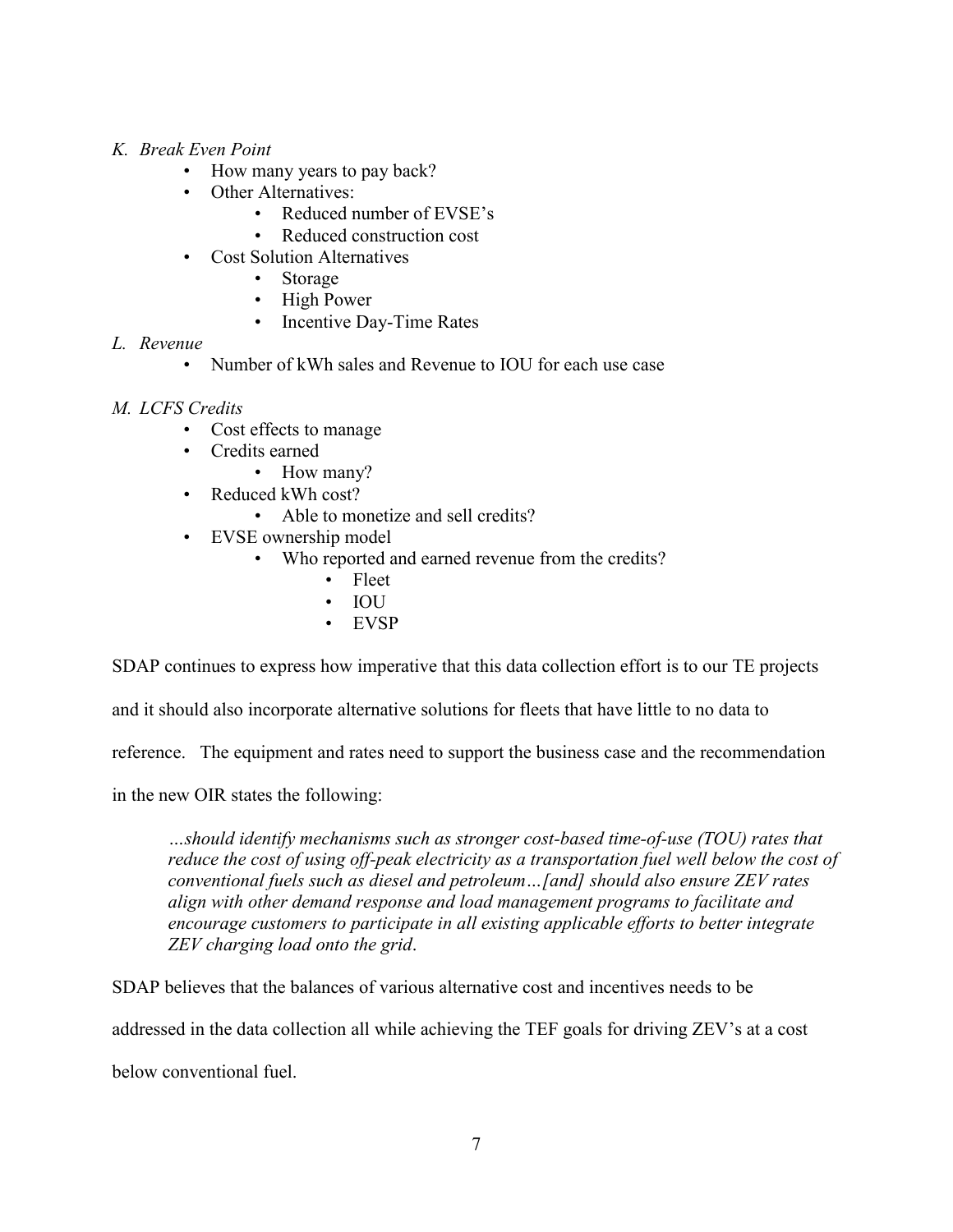*K. Break Even Point*

- How many years to pay back?
- Other Alternatives:
    - Reduced number of EVSE's
    - Reduced construction cost
- Cost Solution Alternatives
    - Storage
    - High Power
    - Incentive Day-Time Rates

*L. Revenue*

- Number of kWh sales and Revenue to IOU for each use case

*M. LCFS Credits*

- Cost effects to manage
- Credits earned
    - How many?
- Reduced kWh cost?
    - Able to monetize and sell credits?
- EVSE ownership model
    - Who reported and earned revenue from the credits?
        - Fleet
        - IOU
        - EVSP

SDAP continues to express how imperative that this data collection effort is to our TE projects and it should also incorporate alternative solutions for fleets that have little to no data to reference. The equipment and rates need to support the business case and the recommendation in the new OIR states the following:

> *…should identify mechanisms such as stronger cost-based time-of-use (TOU) rates that reduce the cost of using off-peak electricity as a transportation fuel well below the cost of conventional fuels such as diesel and petroleum…[and] should also ensure ZEV rates align with other demand response and load management programs to facilitate and encourage customers to participate in all existing applicable efforts to better integrate ZEV charging load onto the grid*.

SDAP believes that the balances of various alternative cost and incentives needs to be addressed in the data collection all while achieving the TEF goals for driving ZEV's at a cost below conventional fuel.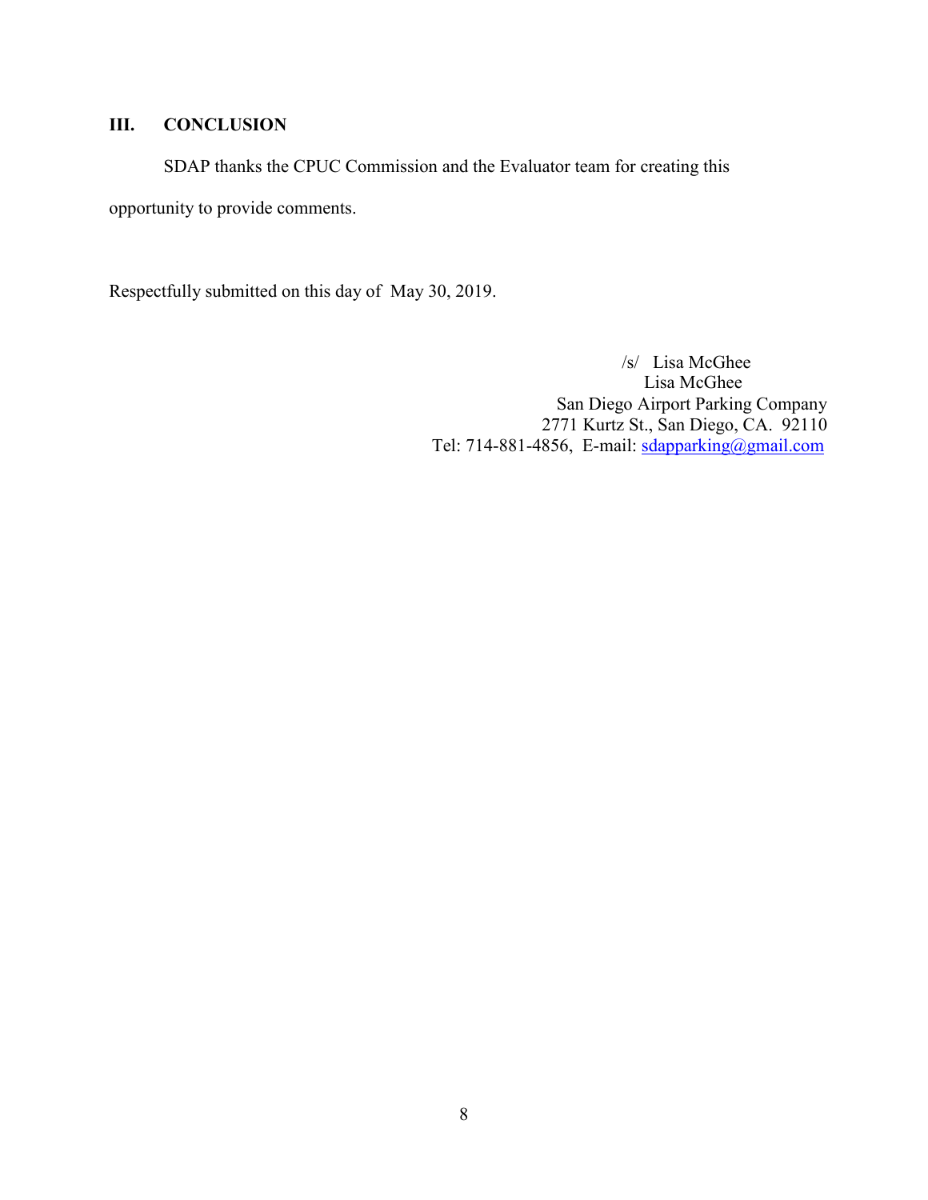## III. CONCLUSION

SDAP thanks the CPUC Commission and the Evaluator team for creating this opportunity to provide comments.

Respectfully submitted on this day of May 30, 2019.

/s/ Lisa McGhee
Lisa McGhee
San Diego Airport Parking Company
2771 Kurtz St., San Diego, CA. 92110
Tel: 714-881-4856, E-mail: sdapparking@gmail.com